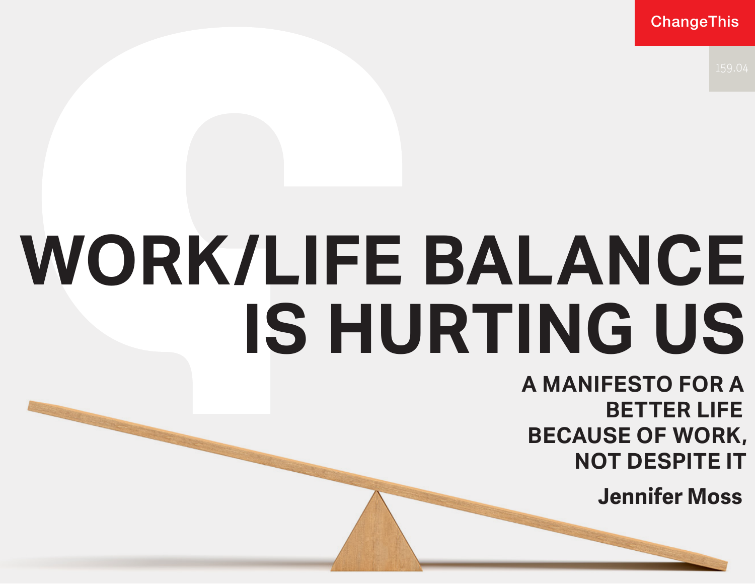ChangeThis

159.04

# WORK/LIFE BALANCE IS HURTING US

## A MANIFESTO FOR A BETTER LIFE BECAUSE OF WORK, NOT DESPITE IT

**Jennifer Moss**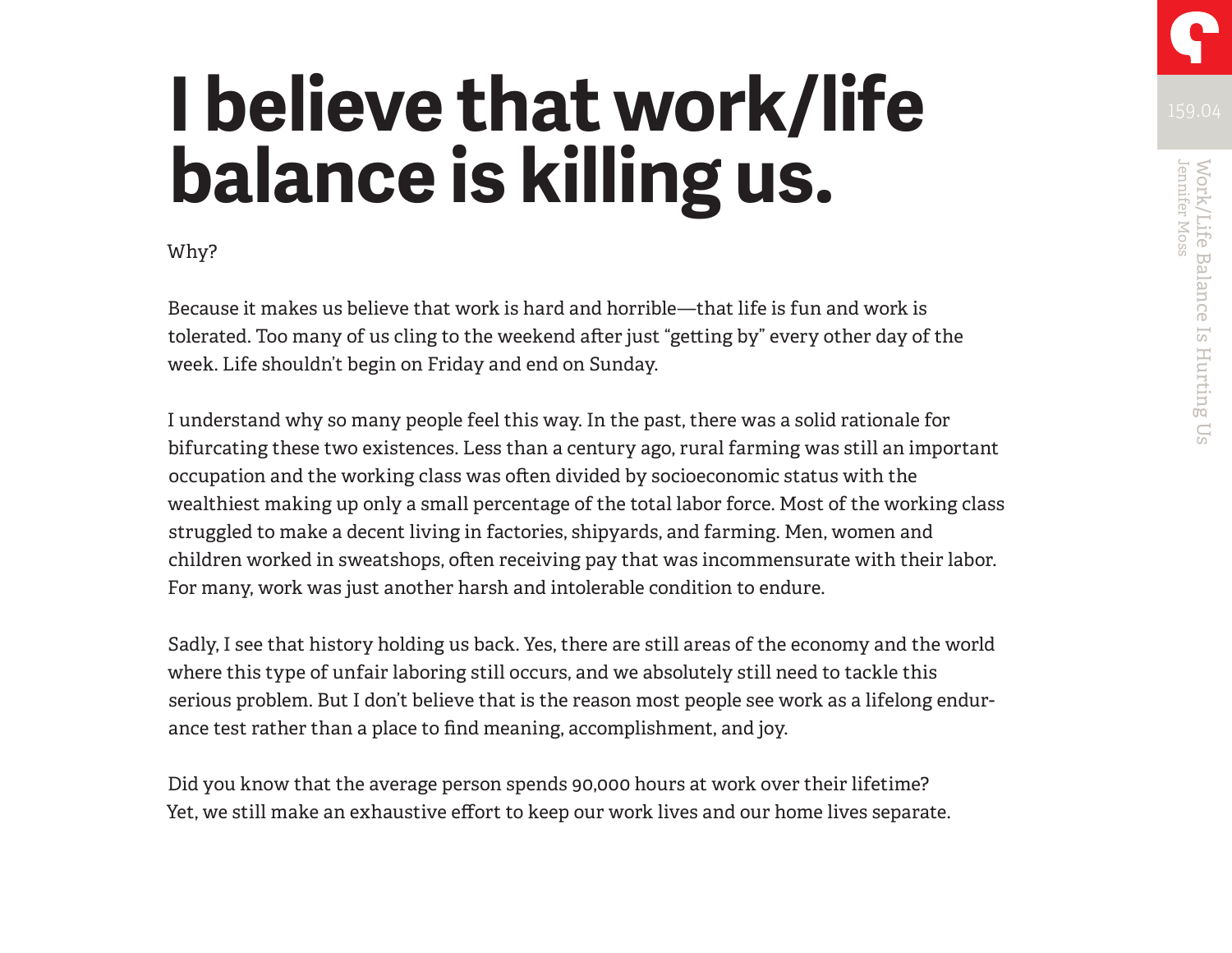# I believe that work/life balance is killing us.

Why?

Because it makes us believe that work is hard and horrible—that life is fun and work is tolerated. Too many of us cling to the weekend after just "getting by" every other day of the week. Life shouldn't begin on Friday and end on Sunday.

I understand why so many people feel this way. In the past, there was a solid rationale for bifurcating these two existences. Less than a century ago, rural farming was still an important occupation and the working class was often divided by socioeconomic status with the wealthiest making up only a small percentage of the total labor force. Most of the working class struggled to make a decent living in factories, shipyards, and farming. Men, women and children worked in sweatshops, often receiving pay that was incommensurate with their labor. For many, work was just another harsh and intolerable condition to endure.

Sadly, I see that history holding us back. Yes, there are still areas of the economy and the world where this type of unfair laboring still occurs, and we absolutely still need to tackle this serious problem. But I don't believe that is the reason most people see work as a lifelong endurance test rather than a place to find meaning, accomplishment, and joy.

Did you know that the average person spends 90,000 hours at work over their lifetime? Yet, we still make an exhaustive effort to keep our work lives and our home lives separate.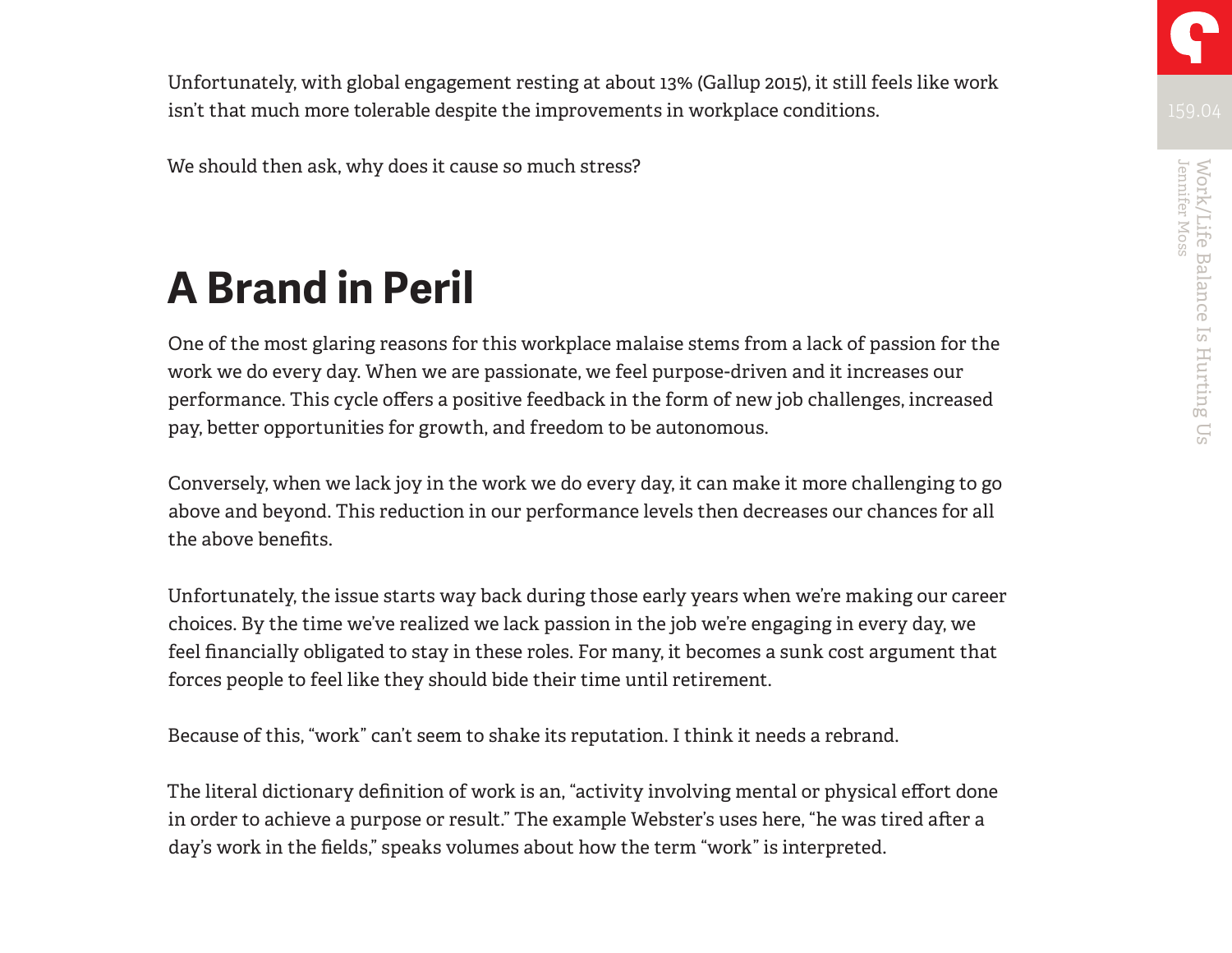Unfortunately, with global engagement resting at about 13% (Gallup 2015), it still feels like work isn't that much more tolerable despite the improvements in workplace conditions.

We should then ask, why does it cause so much stress?

## A Brand in Peril

One of the most glaring reasons for this workplace malaise stems from a lack of passion for the work we do every day. When we are passionate, we feel purpose-driven and it increases our performance. This cycle offers a positive feedback in the form of new job challenges, increased pay, better opportunities for growth, and freedom to be autonomous.

Conversely, when we lack joy in the work we do every day, it can make it more challenging to go above and beyond. This reduction in our performance levels then decreases our chances for all the above benefits.

Unfortunately, the issue starts way back during those early years when we're making our career choices. By the time we've realized we lack passion in the job we're engaging in every day, we feel financially obligated to stay in these roles. For many, it becomes a sunk cost argument that forces people to feel like they should bide their time until retirement.

Because of this, "work" can't seem to shake its reputation. I think it needs a rebrand.

The literal dictionary definition of work is an, "activity involving mental or physical effort done in order to achieve a purpose or result." The example Webster's uses here, "he was tired after a day's work in the fields," speaks volumes about how the term "work" is interpreted.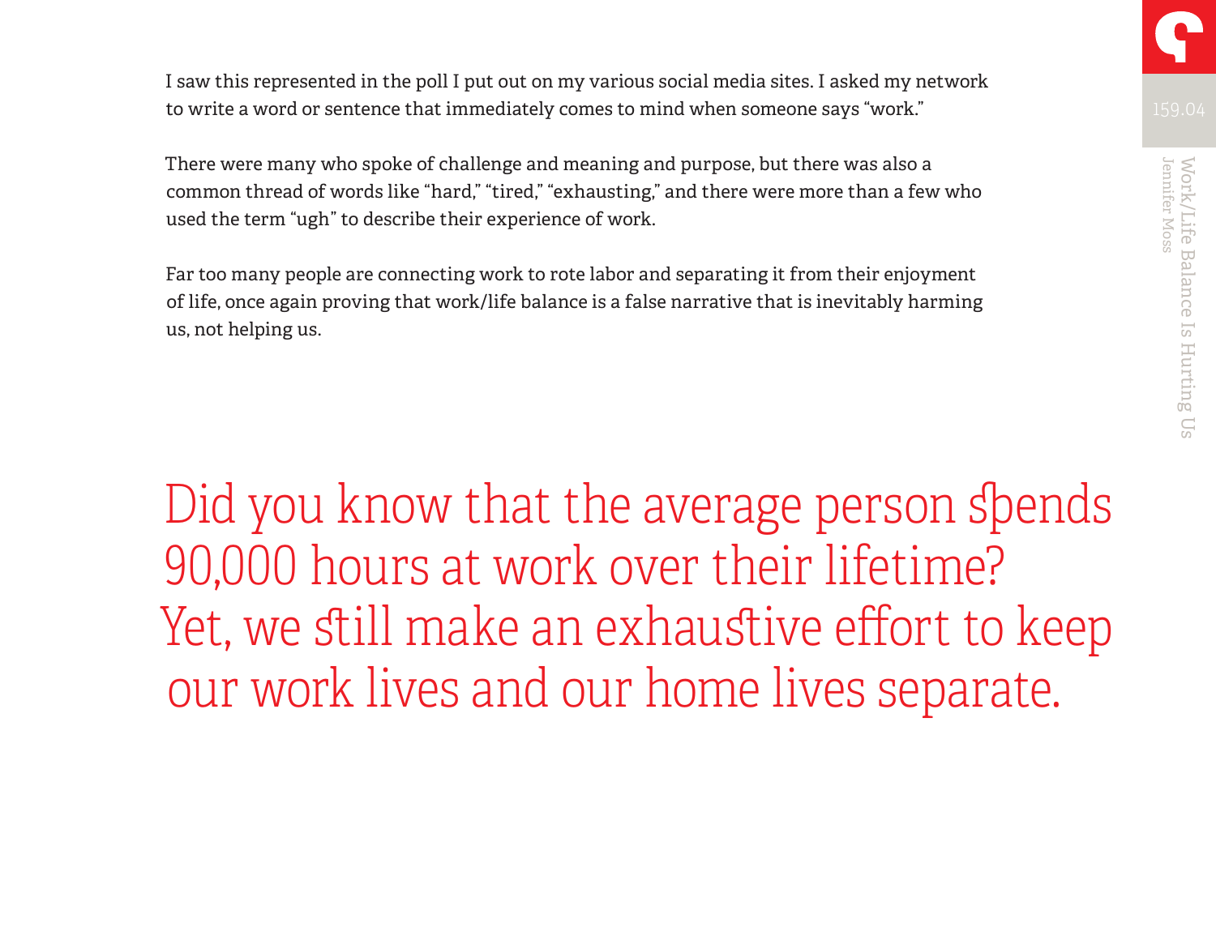I saw this represented in the poll I put out on my various social media sites. I asked my network to write a word or sentence that immediately comes to mind when someone says "work."

There were many who spoke of challenge and meaning and purpose, but there was also a common thread of words like "hard," "tired," "exhausting," and there were more than a few who used the term "ugh" to describe their experience of work.

Far too many people are connecting work to rote labor and separating it from their enjoyment of life, once again proving that work/life balance is a false narrative that is inevitably harming us, not helping us.

> Did you know that the average person spends 90,000 hours at work over their lifetime? Yet, we still make an exhaustive effort to keep our work lives and our home lives separate.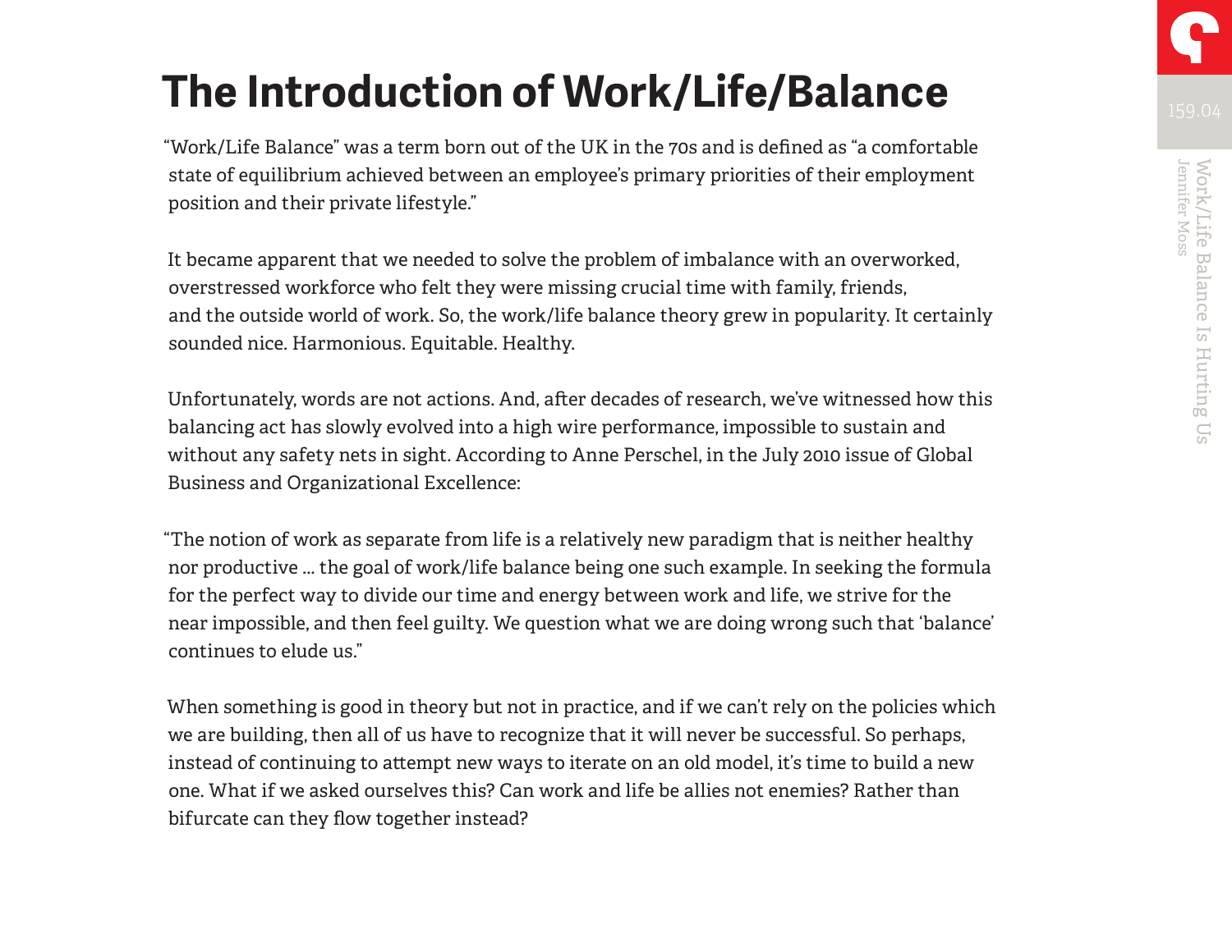# The Introduction of Work/Life/Balance

"Work/Life Balance" was a term born out of the UK in the 70s and is defined as "a comfortable state of equilibrium achieved between an employee's primary priorities of their employment position and their private lifestyle."

It became apparent that we needed to solve the problem of imbalance with an overworked, overstressed workforce who felt they were missing crucial time with family, friends, and the outside world of work. So, the work/life balance theory grew in popularity. It certainly sounded nice. Harmonious. Equitable. Healthy.

Unfortunately, words are not actions. And, after decades of research, we've witnessed how this balancing act has slowly evolved into a high wire performance, impossible to sustain and without any safety nets in sight. According to Anne Perschel, in the July 2010 issue of Global Business and Organizational Excellence:

"The notion of work as separate from life is a relatively new paradigm that is neither healthy nor productive ... the goal of work/life balance being one such example. In seeking the formula for the perfect way to divide our time and energy between work and life, we strive for the near impossible, and then feel guilty. We question what we are doing wrong such that 'balance' continues to elude us."

When something is good in theory but not in practice, and if we can't rely on the policies which we are building, then all of us have to recognize that it will never be successful. So perhaps, instead of continuing to attempt new ways to iterate on an old model, it's time to build a new one. What if we asked ourselves this? Can work and life be allies not enemies? Rather than bifurcate can they flow together instead?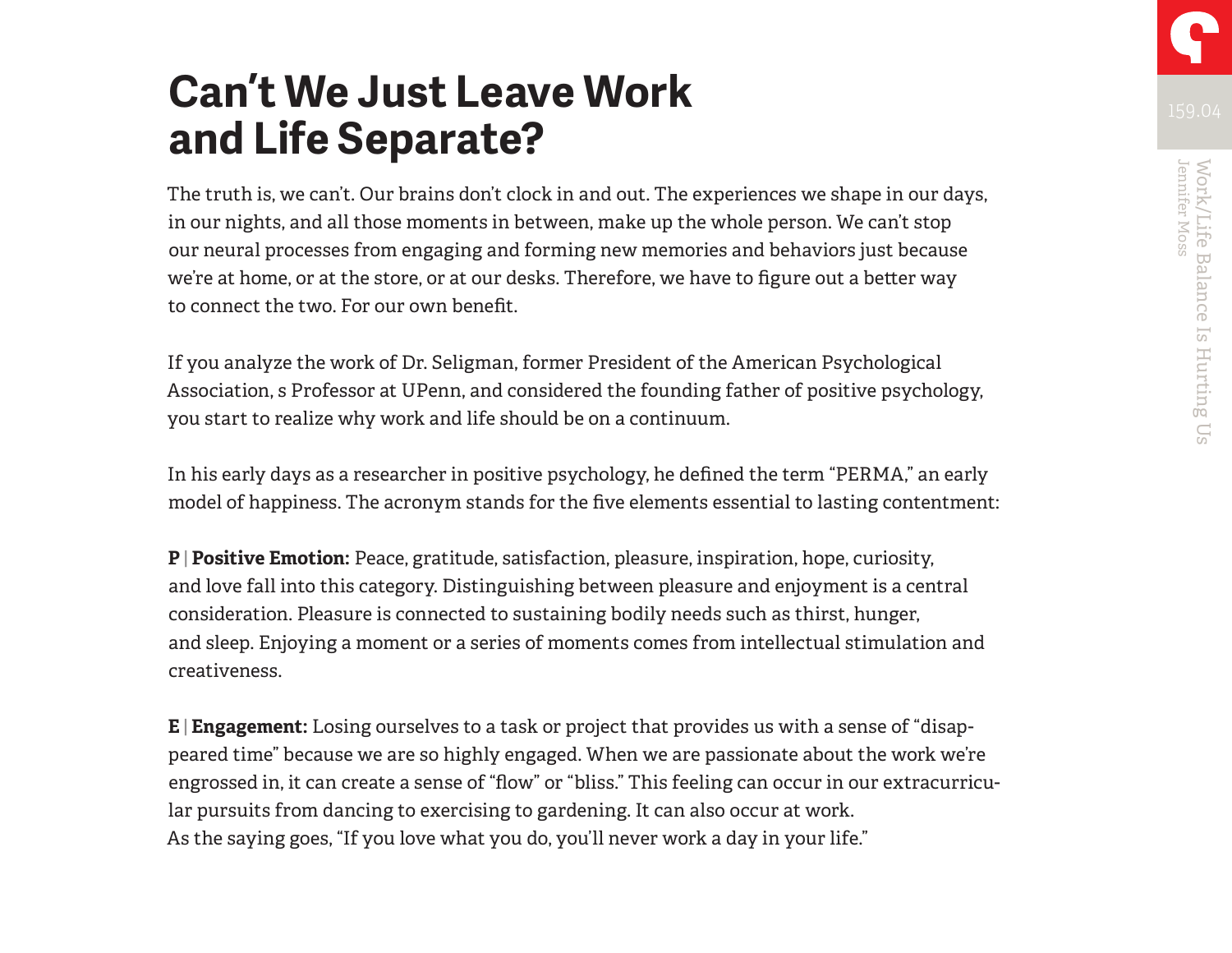# Can't We Just Leave Work and Life Separate?

The truth is, we can't. Our brains don't clock in and out. The experiences we shape in our days, in our nights, and all those moments in between, make up the whole person. We can't stop our neural processes from engaging and forming new memories and behaviors just because we're at home, or at the store, or at our desks. Therefore, we have to figure out a better way to connect the two. For our own benefit.

If you analyze the work of Dr. Seligman, former President of the American Psychological Association, s Professor at UPenn, and considered the founding father of positive psychology, you start to realize why work and life should be on a continuum.

In his early days as a researcher in positive psychology, he defined the term "PERMA," an early model of happiness. The acronym stands for the five elements essential to lasting contentment:

**P | Positive Emotion:** Peace, gratitude, satisfaction, pleasure, inspiration, hope, curiosity, and love fall into this category. Distinguishing between pleasure and enjoyment is a central consideration. Pleasure is connected to sustaining bodily needs such as thirst, hunger, and sleep. Enjoying a moment or a series of moments comes from intellectual stimulation and creativeness.

**E | Engagement:** Losing ourselves to a task or project that provides us with a sense of "disappeared time" because we are so highly engaged. When we are passionate about the work we're engrossed in, it can create a sense of "flow" or "bliss." This feeling can occur in our extracurricular pursuits from dancing to exercising to gardening. It can also occur at work. As the saying goes, "If you love what you do, you'll never work a day in your life."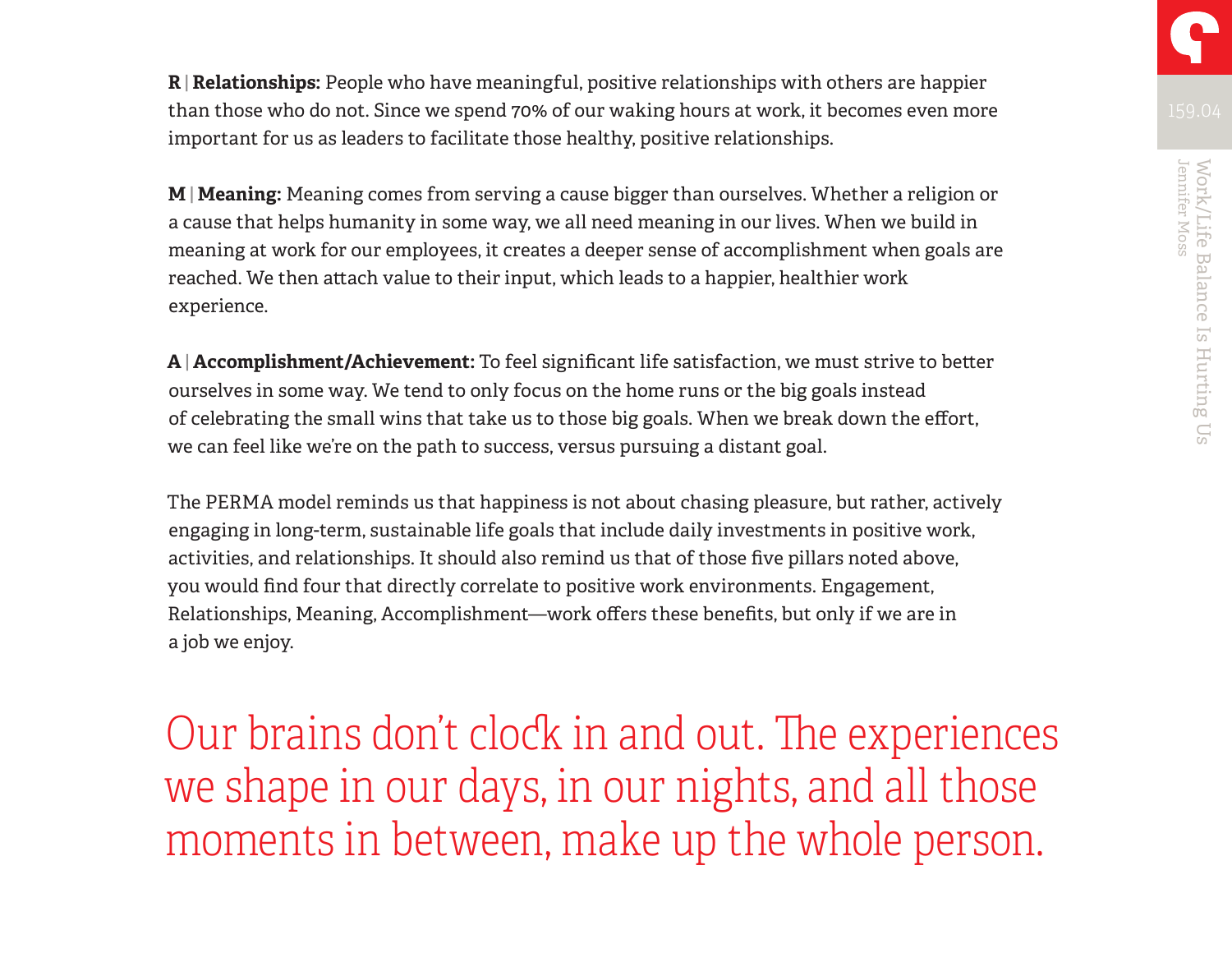**R** | **Relationships:** People who have meaningful, positive relationships with others are happier than those who do not. Since we spend 70% of our waking hours at work, it becomes even more important for us as leaders to facilitate those healthy, positive relationships.

**M** | **Meaning:** Meaning comes from serving a cause bigger than ourselves. Whether a religion or a cause that helps humanity in some way, we all need meaning in our lives. When we build in meaning at work for our employees, it creates a deeper sense of accomplishment when goals are reached. We then attach value to their input, which leads to a happier, healthier work experience.

**A** | **Accomplishment/Achievement:** To feel significant life satisfaction, we must strive to better ourselves in some way. We tend to only focus on the home runs or the big goals instead of celebrating the small wins that take us to those big goals. When we break down the effort, we can feel like we're on the path to success, versus pursuing a distant goal.

The PERMA model reminds us that happiness is not about chasing pleasure, but rather, actively engaging in long-term, sustainable life goals that include daily investments in positive work, activities, and relationships. It should also remind us that of those five pillars noted above, you would find four that directly correlate to positive work environments. Engagement, Relationships, Meaning, Accomplishment—work offers these benefits, but only if we are in a job we enjoy.

> Our brains don't clock in and out. The experiences we shape in our days, in our nights, and all those moments in between, make up the whole person.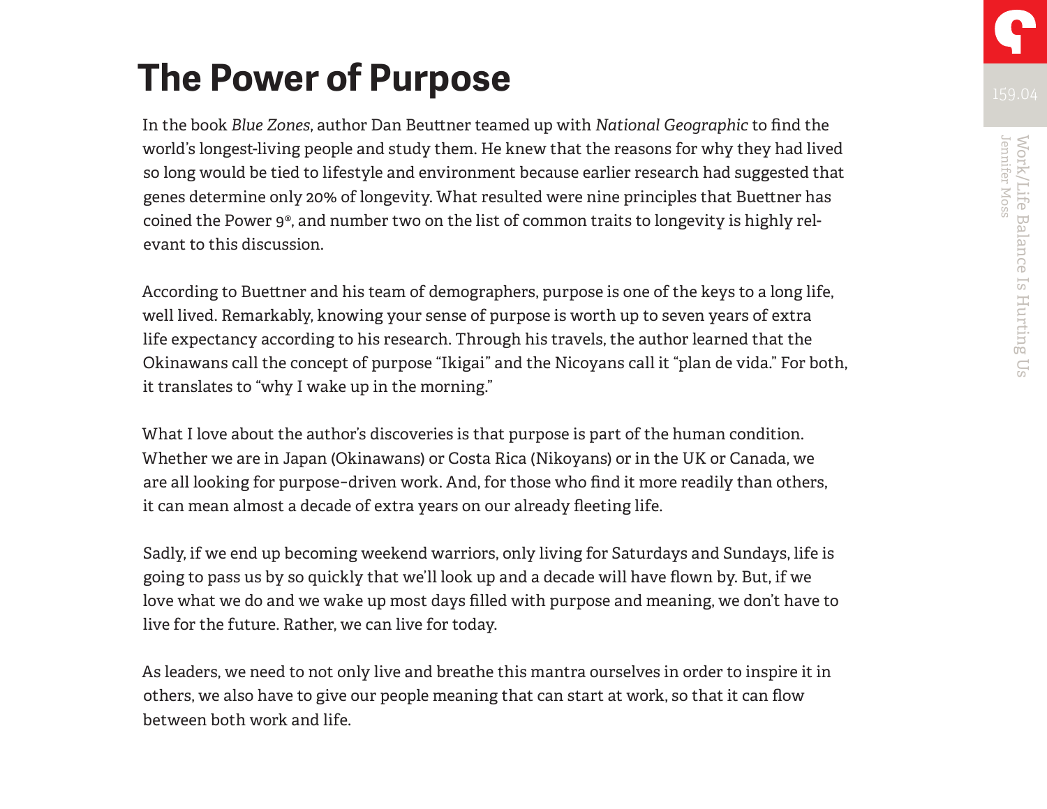# The Power of Purpose

In the book *Blue Zones*, author Dan Beuttner teamed up with *National Geographic* to find the world's longest-living people and study them. He knew that the reasons for why they had lived so long would be tied to lifestyle and environment because earlier research had suggested that genes determine only 20% of longevity. What resulted were nine principles that Buettner has coined the Power 9®, and number two on the list of common traits to longevity is highly relevant to this discussion.

According to Buettner and his team of demographers, purpose is one of the keys to a long life, well lived. Remarkably, knowing your sense of purpose is worth up to seven years of extra life expectancy according to his research. Through his travels, the author learned that the Okinawans call the concept of purpose "Ikigai" and the Nicoyans call it "plan de vida." For both, it translates to "why I wake up in the morning."

What I love about the author's discoveries is that purpose is part of the human condition. Whether we are in Japan (Okinawans) or Costa Rica (Nikoyans) or in the UK or Canada, we are all looking for purpose-driven work. And, for those who find it more readily than others, it can mean almost a decade of extra years on our already fleeting life.

Sadly, if we end up becoming weekend warriors, only living for Saturdays and Sundays, life is going to pass us by so quickly that we'll look up and a decade will have flown by. But, if we love what we do and we wake up most days filled with purpose and meaning, we don't have to live for the future. Rather, we can live for today.

As leaders, we need to not only live and breathe this mantra ourselves in order to inspire it in others, we also have to give our people meaning that can start at work, so that it can flow between both work and life.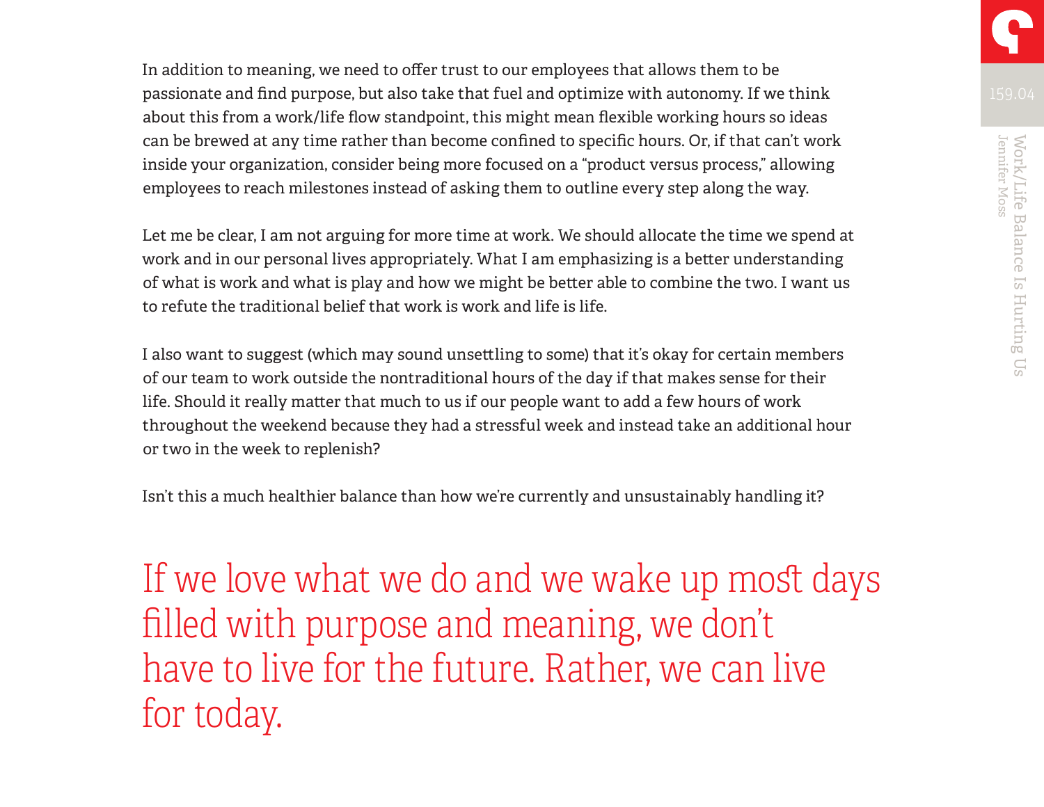In addition to meaning, we need to offer trust to our employees that allows them to be passionate and find purpose, but also take that fuel and optimize with autonomy. If we think about this from a work/life flow standpoint, this might mean flexible working hours so ideas can be brewed at any time rather than become confined to specific hours. Or, if that can't work inside your organization, consider being more focused on a "product versus process," allowing employees to reach milestones instead of asking them to outline every step along the way.

Let me be clear, I am not arguing for more time at work. We should allocate the time we spend at work and in our personal lives appropriately. What I am emphasizing is a better understanding of what is work and what is play and how we might be better able to combine the two. I want us to refute the traditional belief that work is work and life is life.

I also want to suggest (which may sound unsettling to some) that it's okay for certain members of our team to work outside the nontraditional hours of the day if that makes sense for their life. Should it really matter that much to us if our people want to add a few hours of work throughout the weekend because they had a stressful week and instead take an additional hour or two in the week to replenish?

Isn't this a much healthier balance than how we're currently and unsustainably handling it?

> If we love what we do and we wake up most days filled with purpose and meaning, we don't have to live for the future. Rather, we can live for today.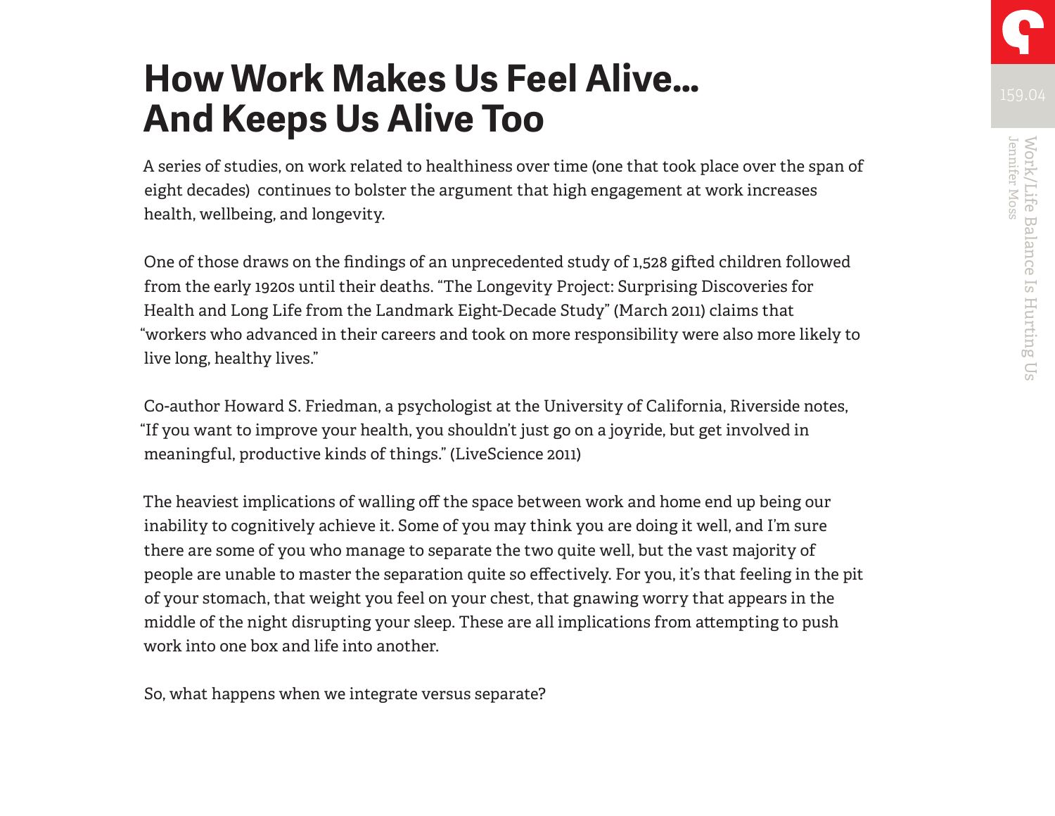# How Work Makes Us Feel Alive... And Keeps Us Alive Too

A series of studies, on work related to healthiness over time (one that took place over the span of eight decades) continues to bolster the argument that high engagement at work increases health, wellbeing, and longevity.

One of those draws on the findings of an unprecedented study of 1,528 gifted children followed from the early 1920s until their deaths. "The Longevity Project: Surprising Discoveries for Health and Long Life from the Landmark Eight-Decade Study" (March 2011) claims that "workers who advanced in their careers and took on more responsibility were also more likely to live long, healthy lives."

Co-author Howard S. Friedman, a psychologist at the University of California, Riverside notes, "If you want to improve your health, you shouldn't just go on a joyride, but get involved in meaningful, productive kinds of things." (LiveScience 2011)

The heaviest implications of walling off the space between work and home end up being our inability to cognitively achieve it. Some of you may think you are doing it well, and I'm sure there are some of you who manage to separate the two quite well, but the vast majority of people are unable to master the separation quite so effectively. For you, it's that feeling in the pit of your stomach, that weight you feel on your chest, that gnawing worry that appears in the middle of the night disrupting your sleep. These are all implications from attempting to push work into one box and life into another.

So, what happens when we integrate versus separate?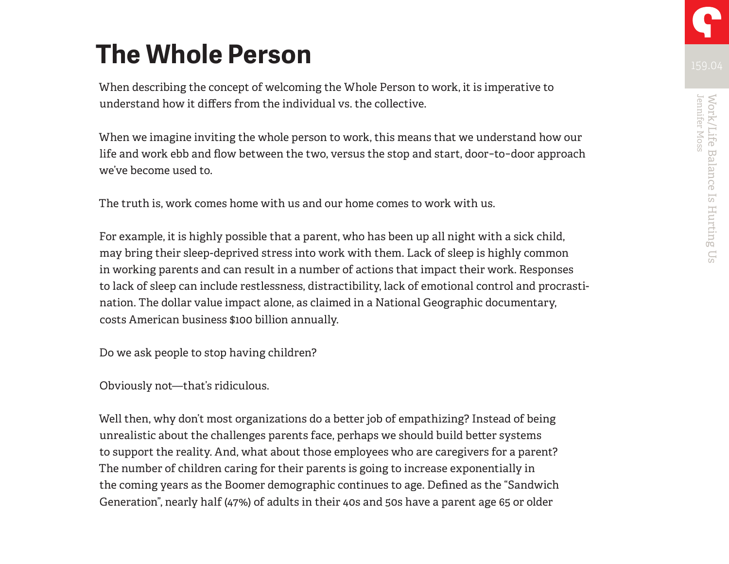# The Whole Person

When describing the concept of welcoming the Whole Person to work, it is imperative to understand how it differs from the individual vs. the collective.

When we imagine inviting the whole person to work, this means that we understand how our life and work ebb and flow between the two, versus the stop and start, door-to-door approach we've become used to.

The truth is, work comes home with us and our home comes to work with us.

For example, it is highly possible that a parent, who has been up all night with a sick child, may bring their sleep-deprived stress into work with them. Lack of sleep is highly common in working parents and can result in a number of actions that impact their work. Responses to lack of sleep can include restlessness, distractibility, lack of emotional control and procrastination. The dollar value impact alone, as claimed in a National Geographic documentary, costs American business $100 billion annually.

Do we ask people to stop having children?

Obviously not—that's ridiculous.

Well then, why don't most organizations do a better job of empathizing? Instead of being unrealistic about the challenges parents face, perhaps we should build better systems to support the reality. And, what about those employees who are caregivers for a parent? The number of children caring for their parents is going to increase exponentially in the coming years as the Boomer demographic continues to age. Defined as the "Sandwich Generation", nearly half (47%) of adults in their 40s and 50s have a parent age 65 or older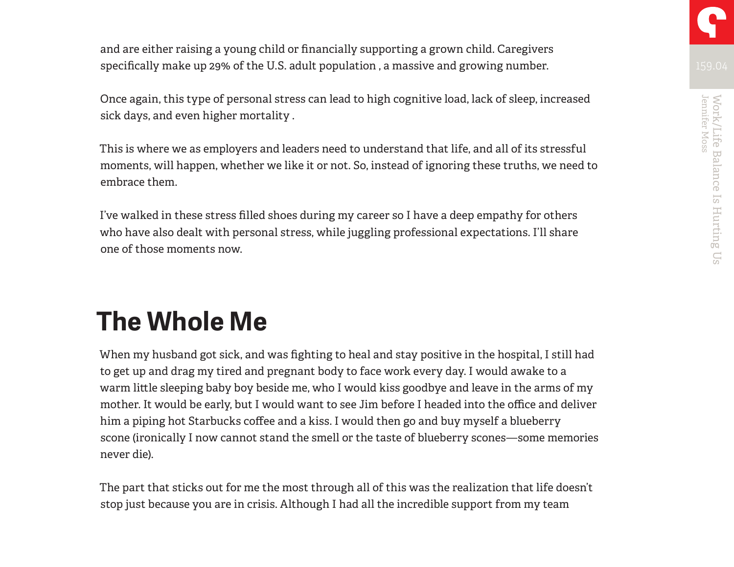and are either raising a young child or financially supporting a grown child. Caregivers specifically make up 29% of the U.S. adult population , a massive and growing number.

Once again, this type of personal stress can lead to high cognitive load, lack of sleep, increased sick days, and even higher mortality .

This is where we as employers and leaders need to understand that life, and all of its stressful moments, will happen, whether we like it or not. So, instead of ignoring these truths, we need to embrace them.

I've walked in these stress filled shoes during my career so I have a deep empathy for others who have also dealt with personal stress, while juggling professional expectations. I'll share one of those moments now.

## The Whole Me

When my husband got sick, and was fighting to heal and stay positive in the hospital, I still had to get up and drag my tired and pregnant body to face work every day. I would awake to a warm little sleeping baby boy beside me, who I would kiss goodbye and leave in the arms of my mother. It would be early, but I would want to see Jim before I headed into the office and deliver him a piping hot Starbucks coffee and a kiss. I would then go and buy myself a blueberry scone (ironically I now cannot stand the smell or the taste of blueberry scones—some memories never die).

The part that sticks out for me the most through all of this was the realization that life doesn't stop just because you are in crisis. Although I had all the incredible support from my team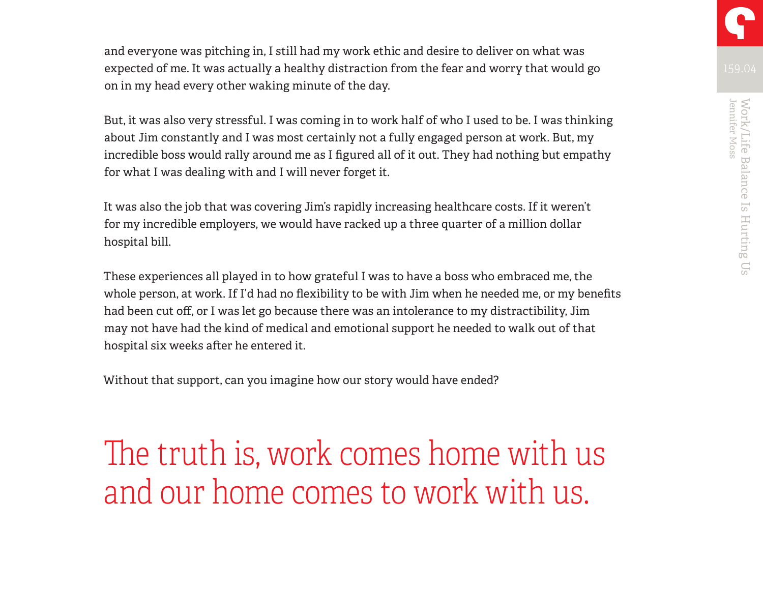and everyone was pitching in, I still had my work ethic and desire to deliver on what was expected of me. It was actually a healthy distraction from the fear and worry that would go on in my head every other waking minute of the day.

But, it was also very stressful. I was coming in to work half of who I used to be. I was thinking about Jim constantly and I was most certainly not a fully engaged person at work. But, my incredible boss would rally around me as I figured all of it out. They had nothing but empathy for what I was dealing with and I will never forget it.

It was also the job that was covering Jim's rapidly increasing healthcare costs. If it weren't for my incredible employers, we would have racked up a three quarter of a million dollar hospital bill.

These experiences all played in to how grateful I was to have a boss who embraced me, the whole person, at work. If I'd had no flexibility to be with Jim when he needed me, or my benefits had been cut off, or I was let go because there was an intolerance to my distractibility, Jim may not have had the kind of medical and emotional support he needed to walk out of that hospital six weeks after he entered it.

Without that support, can you imagine how our story would have ended?

## The truth is, work comes home with us and our home comes to work with us.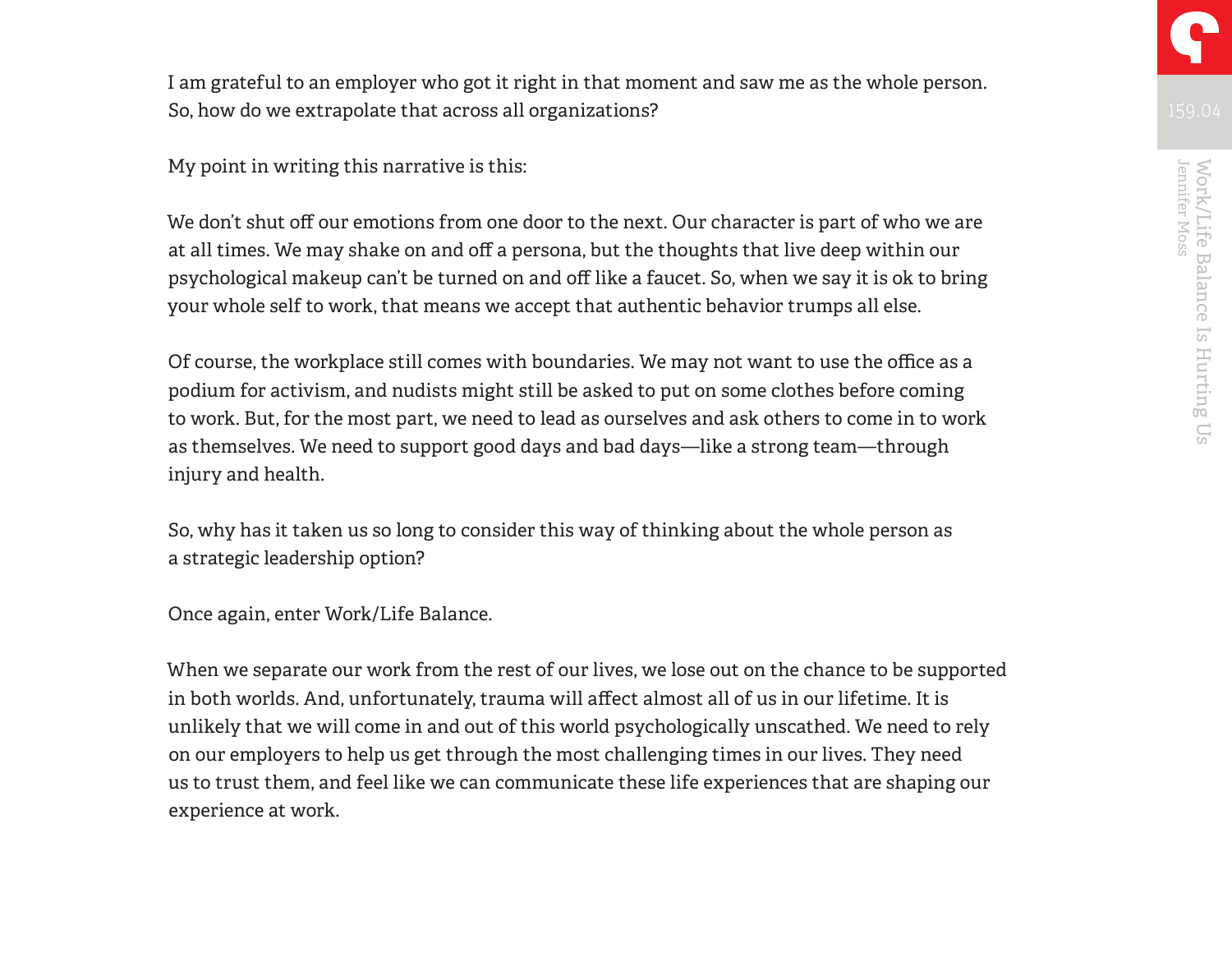I am grateful to an employer who got it right in that moment and saw me as the whole person. So, how do we extrapolate that across all organizations?

My point in writing this narrative is this:

We don't shut off our emotions from one door to the next. Our character is part of who we are at all times. We may shake on and off a persona, but the thoughts that live deep within our psychological makeup can't be turned on and off like a faucet. So, when we say it is ok to bring your whole self to work, that means we accept that authentic behavior trumps all else.

Of course, the workplace still comes with boundaries. We may not want to use the office as a podium for activism, and nudists might still be asked to put on some clothes before coming to work. But, for the most part, we need to lead as ourselves and ask others to come in to work as themselves. We need to support good days and bad days—like a strong team—through injury and health.

So, why has it taken us so long to consider this way of thinking about the whole person as a strategic leadership option?

Once again, enter Work/Life Balance.

When we separate our work from the rest of our lives, we lose out on the chance to be supported in both worlds. And, unfortunately, trauma will affect almost all of us in our lifetime. It is unlikely that we will come in and out of this world psychologically unscathed. We need to rely on our employers to help us get through the most challenging times in our lives. They need us to trust them, and feel like we can communicate these life experiences that are shaping our experience at work.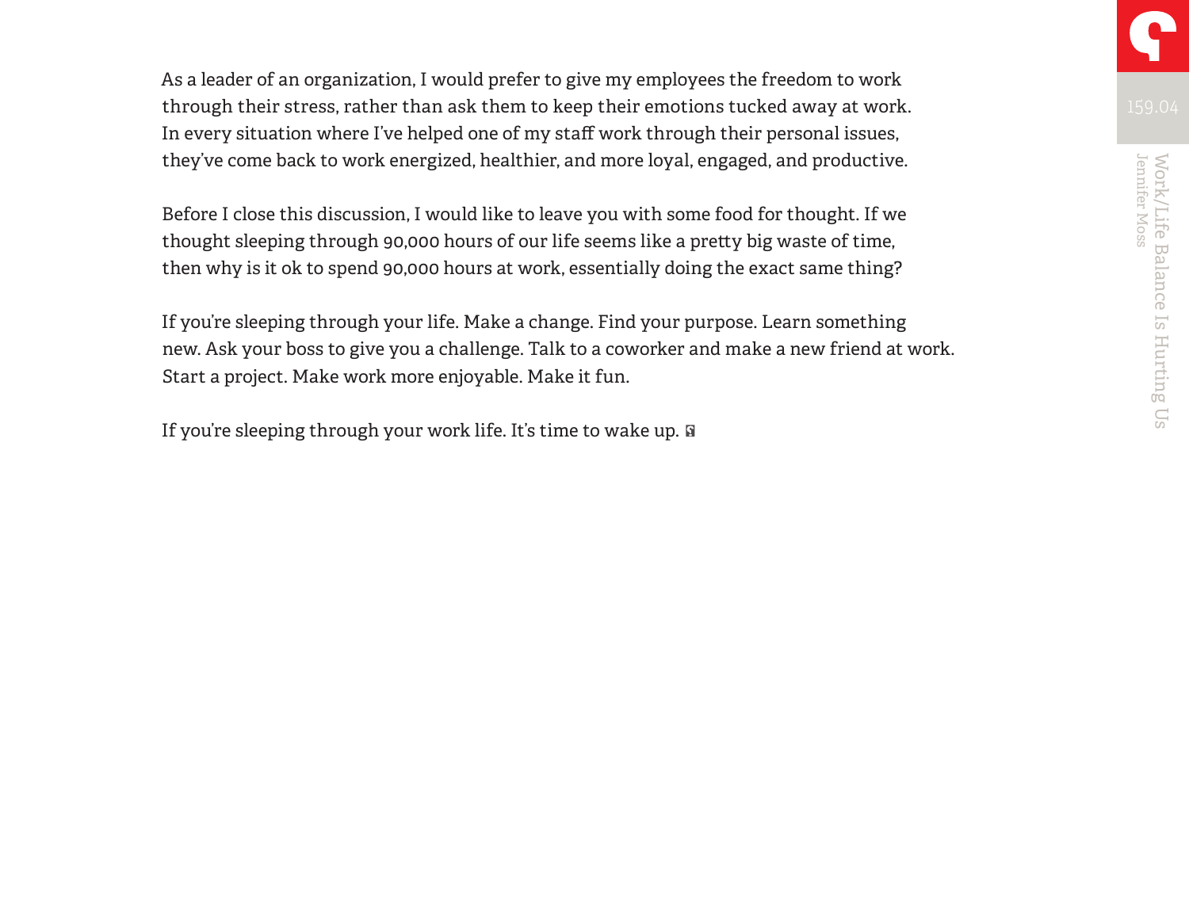As a leader of an organization, I would prefer to give my employees the freedom to work through their stress, rather than ask them to keep their emotions tucked away at work. In every situation where I've helped one of my staff work through their personal issues, they've come back to work energized, healthier, and more loyal, engaged, and productive.

Before I close this discussion, I would like to leave you with some food for thought. If we thought sleeping through 90,000 hours of our life seems like a pretty big waste of time, then why is it ok to spend 90,000 hours at work, essentially doing the exact same thing?

If you're sleeping through your life. Make a change. Find your purpose. Learn something new. Ask your boss to give you a challenge. Talk to a coworker and make a new friend at work. Start a project. Make work more enjoyable. Make it fun.

If you're sleeping through your work life. It's time to wake up.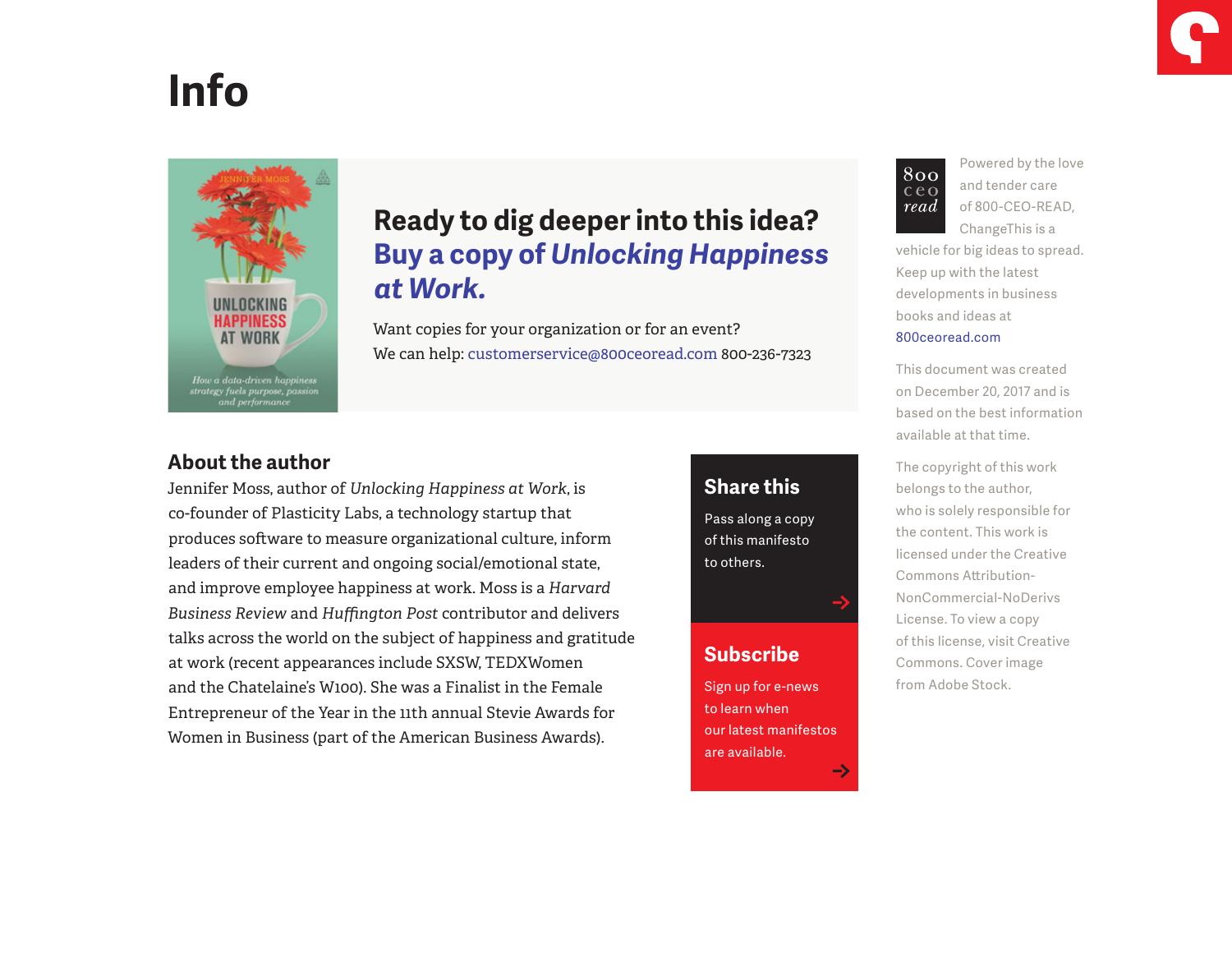# Info

## Ready to dig deeper into this idea?

## Buy a copy of *Unlocking Happiness at Work.*

Want copies for your organization or for an event?
We can help: customerservice@800ceoread.com 800-236-7323

### About the author

Jennifer Moss, author of *Unlocking Happiness at Work*, is co-founder of Plasticity Labs, a technology startup that produces software to measure organizational culture, inform leaders of their current and ongoing social/emotional state, and improve employee happiness at work. Moss is a *Harvard Business Review* and *Huffington Post* contributor and delivers talks across the world on the subject of happiness and gratitude at work (recent appearances include SXSW, TEDXWomen and the Chatelaine's W100). She was a Finalist in the Female Entrepreneur of the Year in the 11th annual Stevie Awards for Women in Business (part of the American Business Awards).

### Share this

Pass along a copy of this manifesto to others.

### Subscribe

Sign up for e-news to learn when our latest manifestos are available.

Powered by the love and tender care of 800-CEO-READ, ChangeThis is a vehicle for big ideas to spread. Keep up with the latest developments in business books and ideas at 800ceoread.com

This document was created on December 20, 2017 and is based on the best information available at that time.

The copyright of this work belongs to the author, who is solely responsible for the content. This work is licensed under the Creative Commons Attribution-NonCommercial-NoDerivs License. To view a copy of this license, visit Creative Commons. Cover image from Adobe Stock.